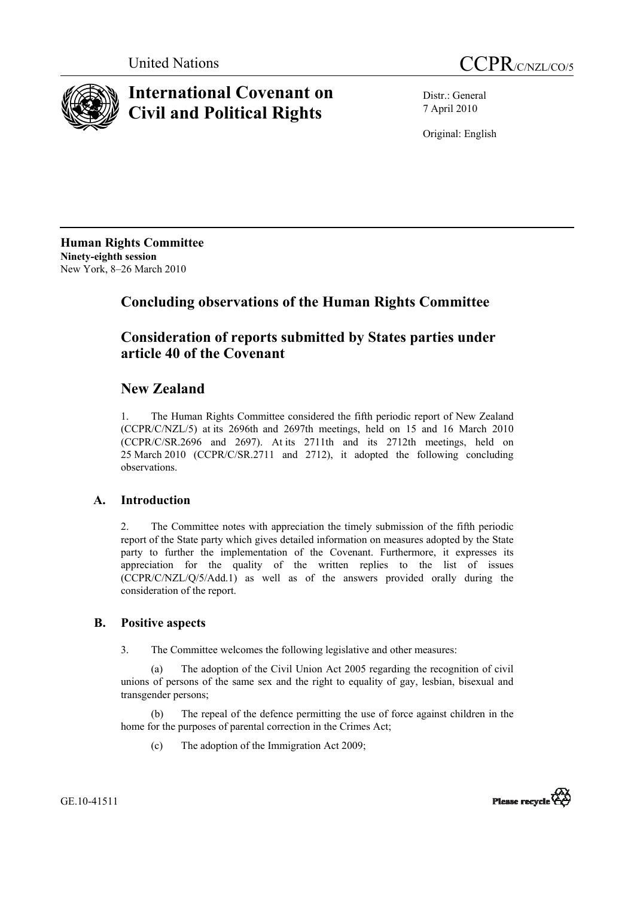United Nations

CCPR/C/NZL/CO/5

# International Covenant on Civil and Political Rights

Distr.: General
7 April 2010

Original: English

**Human Rights Committee**
**Ninety-eighth session**
New York, 8–26 March 2010

## Concluding observations of the Human Rights Committee

## Consideration of reports submitted by States parties under article 40 of the Covenant

## New Zealand

1. The Human Rights Committee considered the fifth periodic report of New Zealand (CCPR/C/NZL/5) at its 2696th and 2697th meetings, held on 15 and 16 March 2010 (CCPR/C/SR.2696 and 2697). At its 2711th and its 2712th meetings, held on 25 March 2010 (CCPR/C/SR.2711 and 2712), it adopted the following concluding observations.

### A. Introduction

2. The Committee notes with appreciation the timely submission of the fifth periodic report of the State party which gives detailed information on measures adopted by the State party to further the implementation of the Covenant. Furthermore, it expresses its appreciation for the quality of the written replies to the list of issues (CCPR/C/NZL/Q/5/Add.1) as well as of the answers provided orally during the consideration of the report.

### B. Positive aspects

3. The Committee welcomes the following legislative and other measures:

(a) The adoption of the Civil Union Act 2005 regarding the recognition of civil unions of persons of the same sex and the right to equality of gay, lesbian, bisexual and transgender persons;

(b) The repeal of the defence permitting the use of force against children in the home for the purposes of parental correction in the Crimes Act;

(c) The adoption of the Immigration Act 2009;

GE.10-41511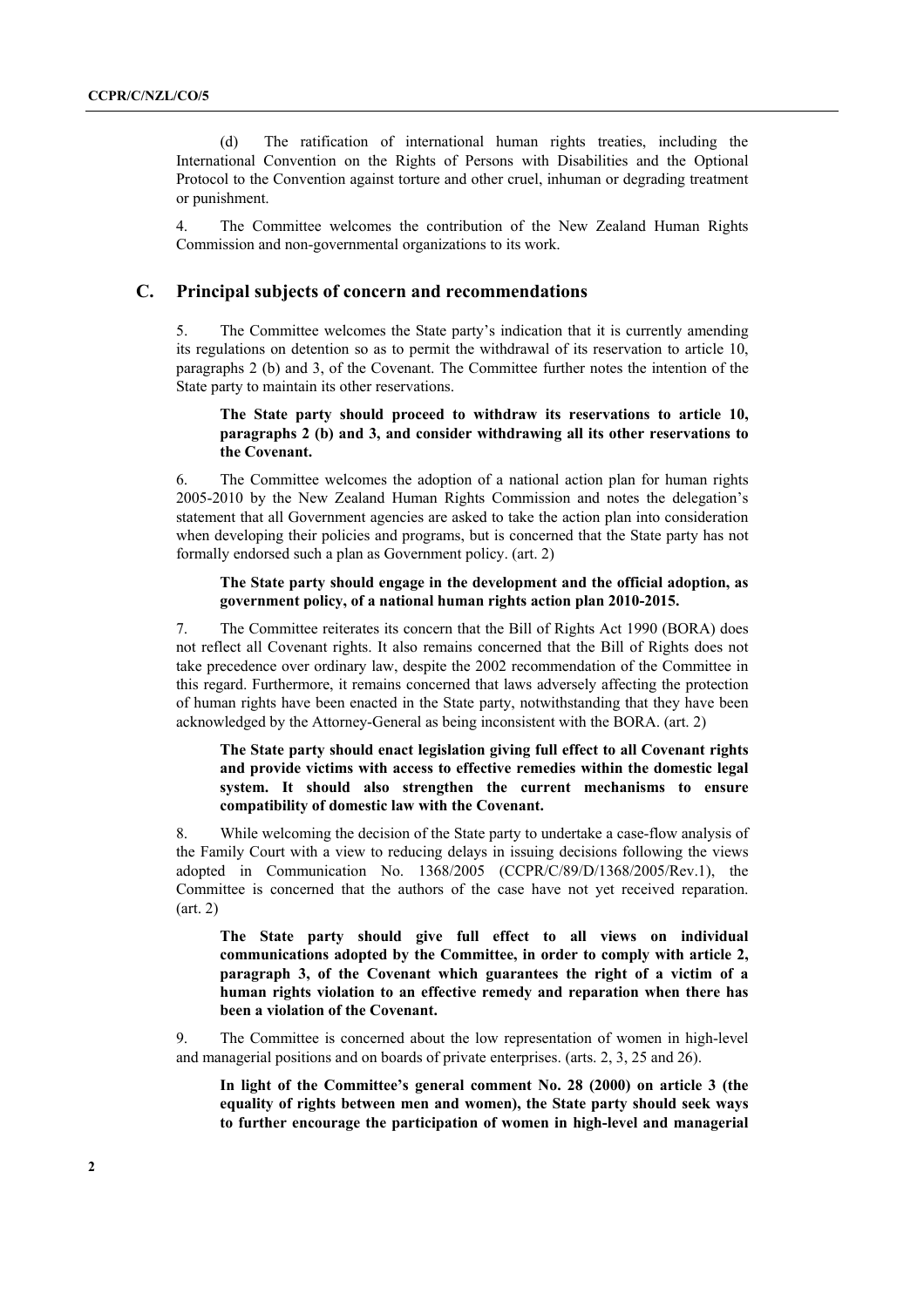(d) The ratification of international human rights treaties, including the International Convention on the Rights of Persons with Disabilities and the Optional Protocol to the Convention against torture and other cruel, inhuman or degrading treatment or punishment.

4. The Committee welcomes the contribution of the New Zealand Human Rights Commission and non-governmental organizations to its work.

## C. Principal subjects of concern and recommendations

5. The Committee welcomes the State party's indication that it is currently amending its regulations on detention so as to permit the withdrawal of its reservation to article 10, paragraphs 2 (b) and 3, of the Covenant. The Committee further notes the intention of the State party to maintain its other reservations.

**The State party should proceed to withdraw its reservations to article 10, paragraphs 2 (b) and 3, and consider withdrawing all its other reservations to the Covenant.**

6. The Committee welcomes the adoption of a national action plan for human rights 2005-2010 by the New Zealand Human Rights Commission and notes the delegation's statement that all Government agencies are asked to take the action plan into consideration when developing their policies and programs, but is concerned that the State party has not formally endorsed such a plan as Government policy. (art. 2)

**The State party should engage in the development and the official adoption, as government policy, of a national human rights action plan 2010-2015.**

7. The Committee reiterates its concern that the Bill of Rights Act 1990 (BORA) does not reflect all Covenant rights. It also remains concerned that the Bill of Rights does not take precedence over ordinary law, despite the 2002 recommendation of the Committee in this regard. Furthermore, it remains concerned that laws adversely affecting the protection of human rights have been enacted in the State party, notwithstanding that they have been acknowledged by the Attorney-General as being inconsistent with the BORA. (art. 2)

**The State party should enact legislation giving full effect to all Covenant rights and provide victims with access to effective remedies within the domestic legal system. It should also strengthen the current mechanisms to ensure compatibility of domestic law with the Covenant.**

8. While welcoming the decision of the State party to undertake a case-flow analysis of the Family Court with a view to reducing delays in issuing decisions following the views adopted in Communication No. 1368/2005 (CCPR/C/89/D/1368/2005/Rev.1), the Committee is concerned that the authors of the case have not yet received reparation. (art. 2)

**The State party should give full effect to all views on individual communications adopted by the Committee, in order to comply with article 2, paragraph 3, of the Covenant which guarantees the right of a victim of a human rights violation to an effective remedy and reparation when there has been a violation of the Covenant.**

9. The Committee is concerned about the low representation of women in high-level and managerial positions and on boards of private enterprises. (arts. 2, 3, 25 and 26).

**In light of the Committee's general comment No. 28 (2000) on article 3 (the equality of rights between men and women), the State party should seek ways to further encourage the participation of women in high-level and managerial**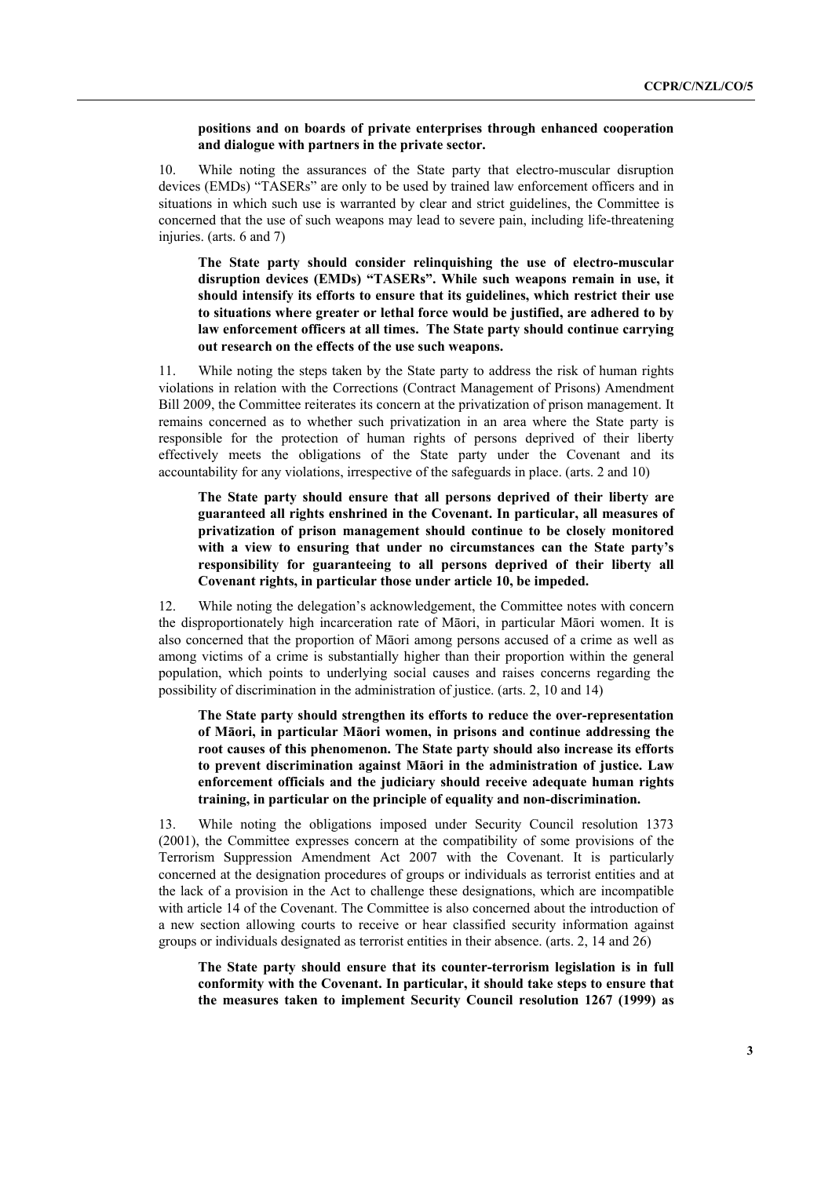**positions and on boards of private enterprises through enhanced cooperation and dialogue with partners in the private sector.**

10. While noting the assurances of the State party that electro-muscular disruption devices (EMDs) "TASERs" are only to be used by trained law enforcement officers and in situations in which such use is warranted by clear and strict guidelines, the Committee is concerned that the use of such weapons may lead to severe pain, including life-threatening injuries. (arts. 6 and 7)

**The State party should consider relinquishing the use of electro-muscular disruption devices (EMDs) "TASERs". While such weapons remain in use, it should intensify its efforts to ensure that its guidelines, which restrict their use to situations where greater or lethal force would be justified, are adhered to by law enforcement officers at all times. The State party should continue carrying out research on the effects of the use such weapons.**

11. While noting the steps taken by the State party to address the risk of human rights violations in relation with the Corrections (Contract Management of Prisons) Amendment Bill 2009, the Committee reiterates its concern at the privatization of prison management. It remains concerned as to whether such privatization in an area where the State party is responsible for the protection of human rights of persons deprived of their liberty effectively meets the obligations of the State party under the Covenant and its accountability for any violations, irrespective of the safeguards in place. (arts. 2 and 10)

**The State party should ensure that all persons deprived of their liberty are guaranteed all rights enshrined in the Covenant. In particular, all measures of privatization of prison management should continue to be closely monitored with a view to ensuring that under no circumstances can the State party's responsibility for guaranteeing to all persons deprived of their liberty all Covenant rights, in particular those under article 10, be impeded.**

12. While noting the delegation's acknowledgement, the Committee notes with concern the disproportionately high incarceration rate of Māori, in particular Māori women. It is also concerned that the proportion of Māori among persons accused of a crime as well as among victims of a crime is substantially higher than their proportion within the general population, which points to underlying social causes and raises concerns regarding the possibility of discrimination in the administration of justice. (arts. 2, 10 and 14)

**The State party should strengthen its efforts to reduce the over-representation of Māori, in particular Māori women, in prisons and continue addressing the root causes of this phenomenon. The State party should also increase its efforts to prevent discrimination against Māori in the administration of justice. Law enforcement officials and the judiciary should receive adequate human rights training, in particular on the principle of equality and non-discrimination.**

13. While noting the obligations imposed under Security Council resolution 1373 (2001), the Committee expresses concern at the compatibility of some provisions of the Terrorism Suppression Amendment Act 2007 with the Covenant. It is particularly concerned at the designation procedures of groups or individuals as terrorist entities and at the lack of a provision in the Act to challenge these designations, which are incompatible with article 14 of the Covenant. The Committee is also concerned about the introduction of a new section allowing courts to receive or hear classified security information against groups or individuals designated as terrorist entities in their absence. (arts. 2, 14 and 26)

**The State party should ensure that its counter-terrorism legislation is in full conformity with the Covenant. In particular, it should take steps to ensure that the measures taken to implement Security Council resolution 1267 (1999) as**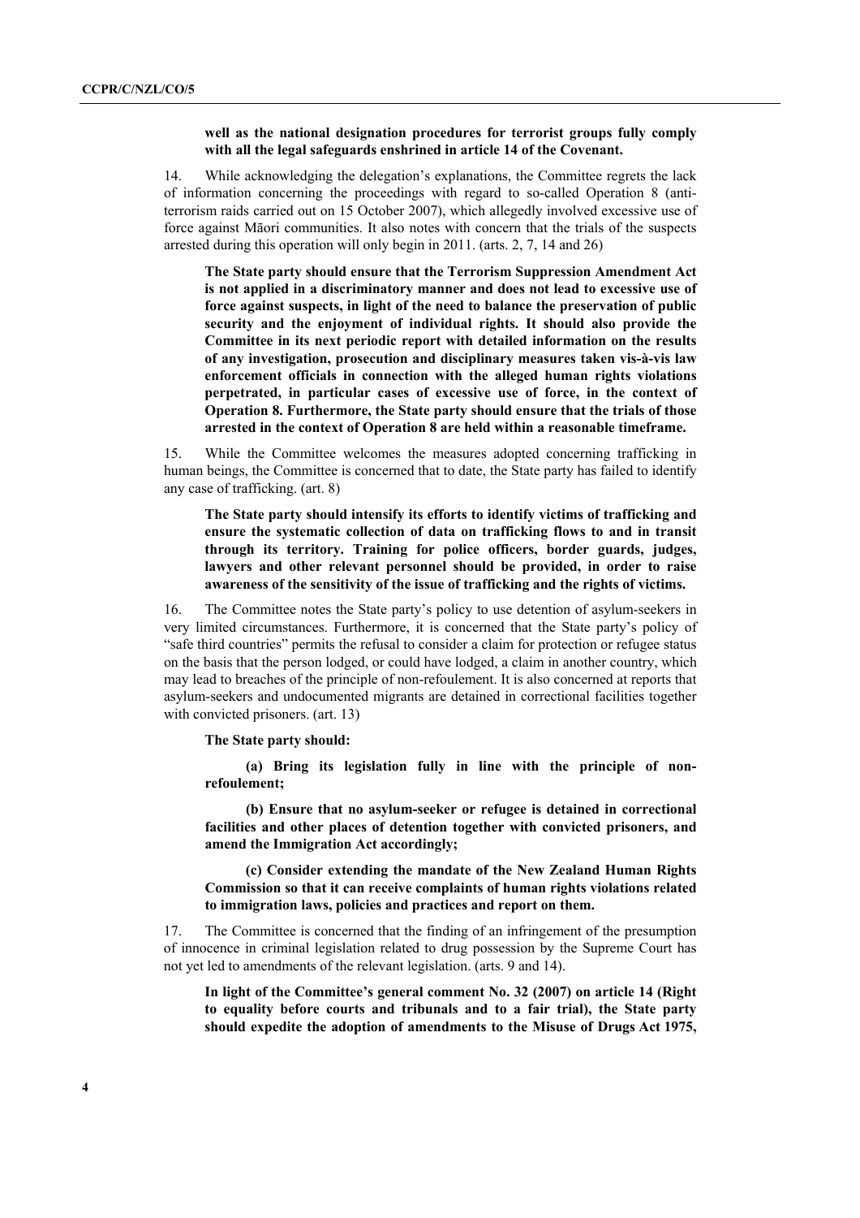**well as the national designation procedures for terrorist groups fully comply with all the legal safeguards enshrined in article 14 of the Covenant.**

14. While acknowledging the delegation's explanations, the Committee regrets the lack of information concerning the proceedings with regard to so-called Operation 8 (anti-terrorism raids carried out on 15 October 2007), which allegedly involved excessive use of force against Māori communities. It also notes with concern that the trials of the suspects arrested during this operation will only begin in 2011. (arts. 2, 7, 14 and 26)

**The State party should ensure that the Terrorism Suppression Amendment Act is not applied in a discriminatory manner and does not lead to excessive use of force against suspects, in light of the need to balance the preservation of public security and the enjoyment of individual rights. It should also provide the Committee in its next periodic report with detailed information on the results of any investigation, prosecution and disciplinary measures taken vis-à-vis law enforcement officials in connection with the alleged human rights violations perpetrated, in particular cases of excessive use of force, in the context of Operation 8. Furthermore, the State party should ensure that the trials of those arrested in the context of Operation 8 are held within a reasonable timeframe.**

15. While the Committee welcomes the measures adopted concerning trafficking in human beings, the Committee is concerned that to date, the State party has failed to identify any case of trafficking. (art. 8)

**The State party should intensify its efforts to identify victims of trafficking and ensure the systematic collection of data on trafficking flows to and in transit through its territory. Training for police officers, border guards, judges, lawyers and other relevant personnel should be provided, in order to raise awareness of the sensitivity of the issue of trafficking and the rights of victims.**

16. The Committee notes the State party's policy to use detention of asylum-seekers in very limited circumstances. Furthermore, it is concerned that the State party's policy of "safe third countries" permits the refusal to consider a claim for protection or refugee status on the basis that the person lodged, or could have lodged, a claim in another country, which may lead to breaches of the principle of non-refoulement. It is also concerned at reports that asylum-seekers and undocumented migrants are detained in correctional facilities together with convicted prisoners. (art. 13)

**The State party should:**

**(a) Bring its legislation fully in line with the principle of non-refoulement;**

**(b) Ensure that no asylum-seeker or refugee is detained in correctional facilities and other places of detention together with convicted prisoners, and amend the Immigration Act accordingly;**

**(c) Consider extending the mandate of the New Zealand Human Rights Commission so that it can receive complaints of human rights violations related to immigration laws, policies and practices and report on them.**

17. The Committee is concerned that the finding of an infringement of the presumption of innocence in criminal legislation related to drug possession by the Supreme Court has not yet led to amendments of the relevant legislation. (arts. 9 and 14).

**In light of the Committee's general comment No. 32 (2007) on article 14 (Right to equality before courts and tribunals and to a fair trial), the State party should expedite the adoption of amendments to the Misuse of Drugs Act 1975,**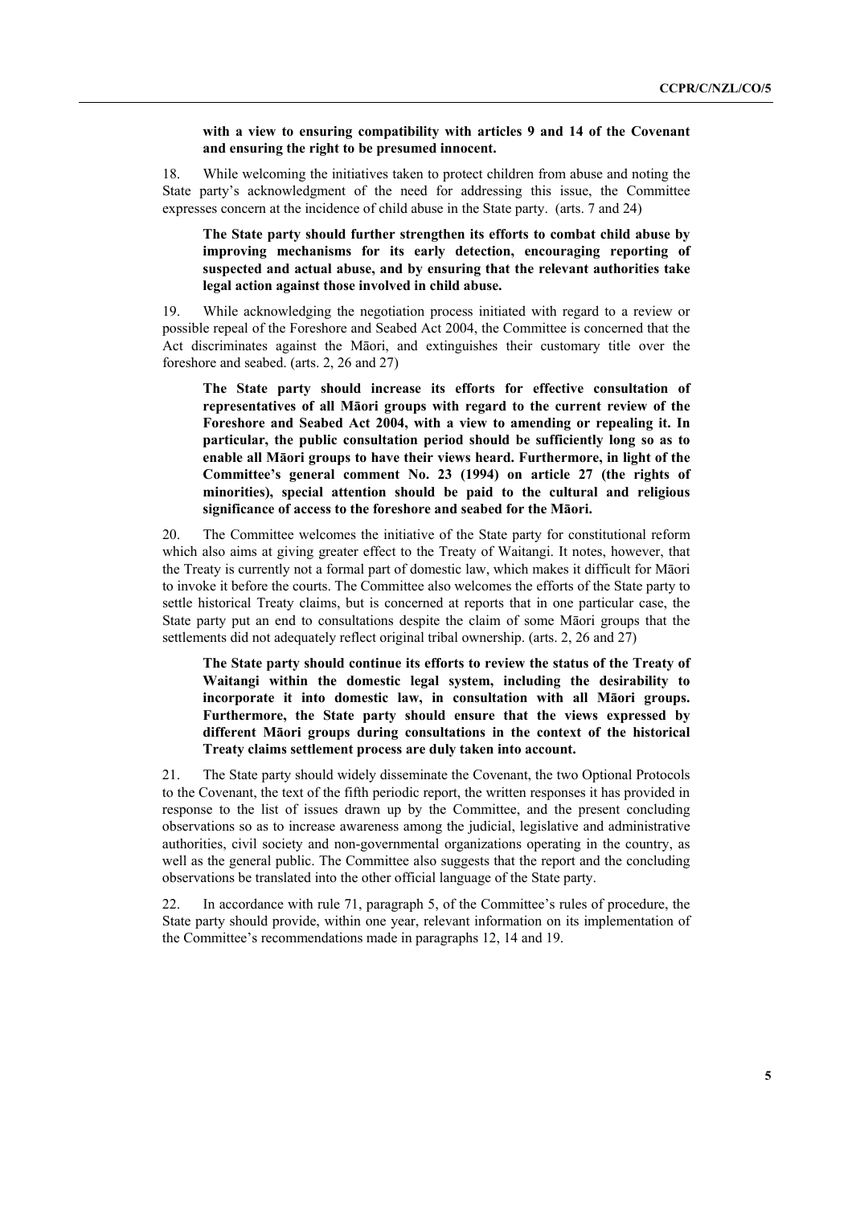**with a view to ensuring compatibility with articles 9 and 14 of the Covenant and ensuring the right to be presumed innocent.**

18. While welcoming the initiatives taken to protect children from abuse and noting the State party's acknowledgment of the need for addressing this issue, the Committee expresses concern at the incidence of child abuse in the State party. (arts. 7 and 24)

**The State party should further strengthen its efforts to combat child abuse by improving mechanisms for its early detection, encouraging reporting of suspected and actual abuse, and by ensuring that the relevant authorities take legal action against those involved in child abuse.**

19. While acknowledging the negotiation process initiated with regard to a review or possible repeal of the Foreshore and Seabed Act 2004, the Committee is concerned that the Act discriminates against the Māori, and extinguishes their customary title over the foreshore and seabed. (arts. 2, 26 and 27)

**The State party should increase its efforts for effective consultation of representatives of all Māori groups with regard to the current review of the Foreshore and Seabed Act 2004, with a view to amending or repealing it. In particular, the public consultation period should be sufficiently long so as to enable all Māori groups to have their views heard. Furthermore, in light of the Committee's general comment No. 23 (1994) on article 27 (the rights of minorities), special attention should be paid to the cultural and religious significance of access to the foreshore and seabed for the Māori.**

20. The Committee welcomes the initiative of the State party for constitutional reform which also aims at giving greater effect to the Treaty of Waitangi. It notes, however, that the Treaty is currently not a formal part of domestic law, which makes it difficult for Māori to invoke it before the courts. The Committee also welcomes the efforts of the State party to settle historical Treaty claims, but is concerned at reports that in one particular case, the State party put an end to consultations despite the claim of some Māori groups that the settlements did not adequately reflect original tribal ownership. (arts. 2, 26 and 27)

**The State party should continue its efforts to review the status of the Treaty of Waitangi within the domestic legal system, including the desirability to incorporate it into domestic law, in consultation with all Māori groups. Furthermore, the State party should ensure that the views expressed by different Māori groups during consultations in the context of the historical Treaty claims settlement process are duly taken into account.**

21. The State party should widely disseminate the Covenant, the two Optional Protocols to the Covenant, the text of the fifth periodic report, the written responses it has provided in response to the list of issues drawn up by the Committee, and the present concluding observations so as to increase awareness among the judicial, legislative and administrative authorities, civil society and non-governmental organizations operating in the country, as well as the general public. The Committee also suggests that the report and the concluding observations be translated into the other official language of the State party.

22. In accordance with rule 71, paragraph 5, of the Committee's rules of procedure, the State party should provide, within one year, relevant information on its implementation of the Committee's recommendations made in paragraphs 12, 14 and 19.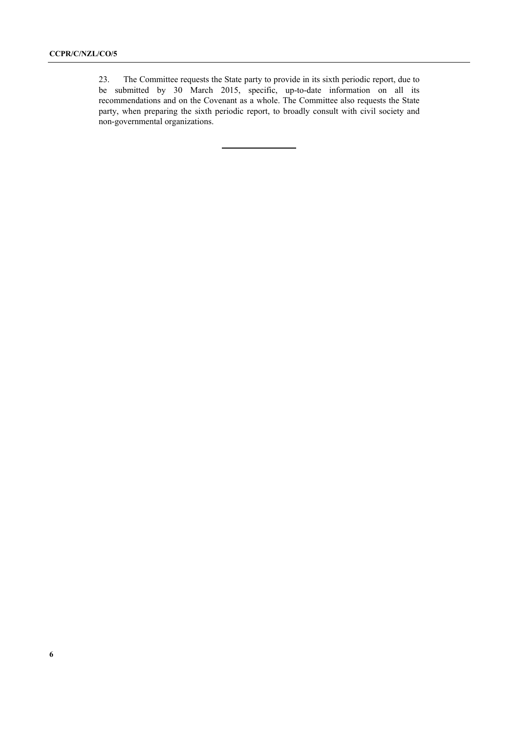23. The Committee requests the State party to provide in its sixth periodic report, due to be submitted by 30 March 2015, specific, up-to-date information on all its recommendations and on the Covenant as a whole. The Committee also requests the State party, when preparing the sixth periodic report, to broadly consult with civil society and non-governmental organizations.